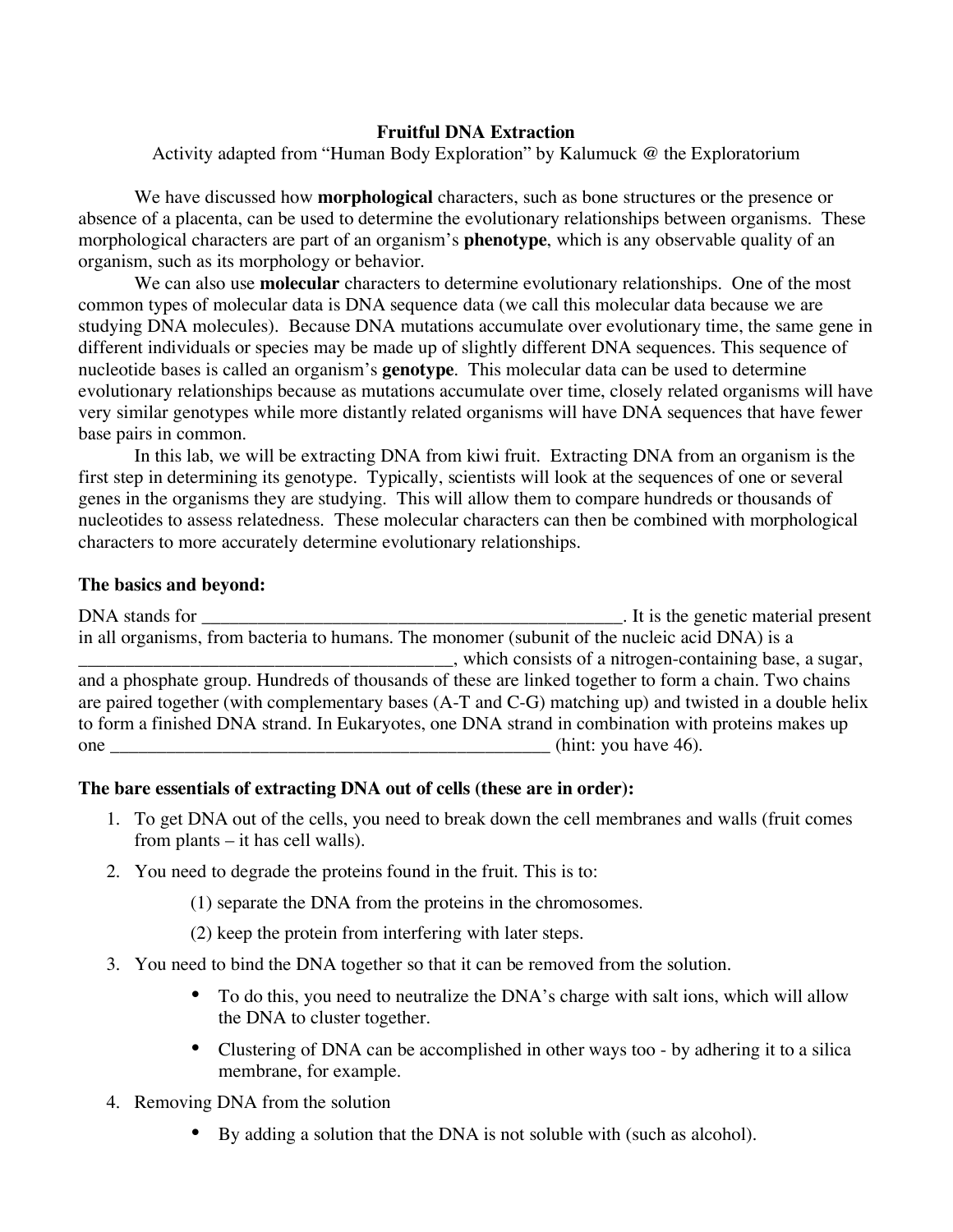# Fruitful DNA Extraction

Activity adapted from "Human Body Exploration" by Kalumuck @ the Exploratorium

We have discussed how **morphological** characters, such as bone structures or the presence or absence of a placenta, can be used to determine the evolutionary relationships between organisms. These morphological characters are part of an organism's **phenotype**, which is any observable quality of an organism, such as its morphology or behavior.

We can also use **molecular** characters to determine evolutionary relationships. One of the most common types of molecular data is DNA sequence data (we call this molecular data because we are studying DNA molecules). Because DNA mutations accumulate over evolutionary time, the same gene in different individuals or species may be made up of slightly different DNA sequences. This sequence of nucleotide bases is called an organism's **genotype**. This molecular data can be used to determine evolutionary relationships because as mutations accumulate over time, closely related organisms will have very similar genotypes while more distantly related organisms will have DNA sequences that have fewer base pairs in common.

In this lab, we will be extracting DNA from kiwi fruit. Extracting DNA from an organism is the first step in determining its genotype. Typically, scientists will look at the sequences of one or several genes in the organisms they are studying. This will allow them to compare hundreds or thousands of nucleotides to assess relatedness. These molecular characters can then be combined with morphological characters to more accurately determine evolutionary relationships.

## The basics and beyond:

DNA stands for _______________________________________________. It is the genetic material present in all organisms, from bacteria to humans. The monomer (subunit of the nucleic acid DNA) is a _________________________________________, which consists of a nitrogen-containing base, a sugar, and a phosphate group. Hundreds of thousands of these are linked together to form a chain. Two chains are paired together (with complementary bases (A-T and C-G) matching up) and twisted in a double helix to form a finished DNA strand. In Eukaryotes, one DNA strand in combination with proteins makes up one _________________________________________________ (hint: you have 46).

## The bare essentials of extracting DNA out of cells (these are in order):

1. To get DNA out of the cells, you need to break down the cell membranes and walls (fruit comes from plants – it has cell walls).
2. You need to degrade the proteins found in the fruit. This is to:

   (1) separate the DNA from the proteins in the chromosomes.

   (2) keep the protein from interfering with later steps.
3. You need to bind the DNA together so that it can be removed from the solution.
   - To do this, you need to neutralize the DNA's charge with salt ions, which will allow the DNA to cluster together.
   - Clustering of DNA can be accomplished in other ways too - by adhering it to a silica membrane, for example.
4. Removing DNA from the solution
   - By adding a solution that the DNA is not soluble with (such as alcohol).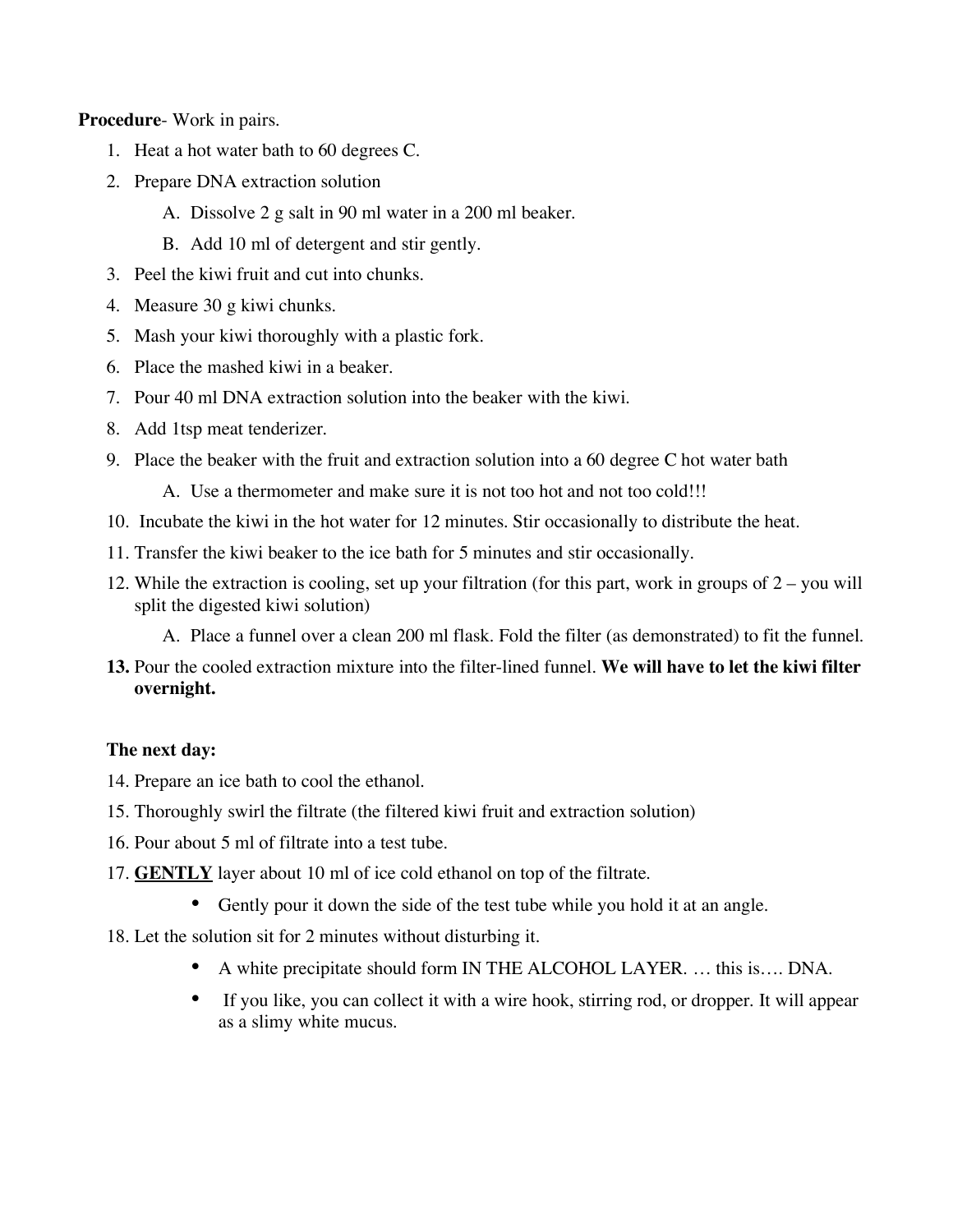**Procedure**- Work in pairs.

1. Heat a hot water bath to 60 degrees C.
2. Prepare DNA extraction solution
   A. Dissolve 2 g salt in 90 ml water in a 200 ml beaker.
   B. Add 10 ml of detergent and stir gently.
3. Peel the kiwi fruit and cut into chunks.
4. Measure 30 g kiwi chunks.
5. Mash your kiwi thoroughly with a plastic fork.
6. Place the mashed kiwi in a beaker.
7. Pour 40 ml DNA extraction solution into the beaker with the kiwi.
8. Add 1tsp meat tenderizer.
9. Place the beaker with the fruit and extraction solution into a 60 degree C hot water bath
   A. Use a thermometer and make sure it is not too hot and not too cold!!!
10. Incubate the kiwi in the hot water for 12 minutes. Stir occasionally to distribute the heat.
11. Transfer the kiwi beaker to the ice bath for 5 minutes and stir occasionally.
12. While the extraction is cooling, set up your filtration (for this part, work in groups of 2 – you will split the digested kiwi solution)
    A. Place a funnel over a clean 200 ml flask. Fold the filter (as demonstrated) to fit the funnel.
13. Pour the cooled extraction mixture into the filter-lined funnel. **We will have to let the kiwi filter overnight.**

**The next day:**

14. Prepare an ice bath to cool the ethanol.
15. Thoroughly swirl the filtrate (the filtered kiwi fruit and extraction solution)
16. Pour about 5 ml of filtrate into a test tube.
17. **GENTLY** layer about 10 ml of ice cold ethanol on top of the filtrate.
    - Gently pour it down the side of the test tube while you hold it at an angle.
18. Let the solution sit for 2 minutes without disturbing it.
    - A white precipitate should form IN THE ALCOHOL LAYER. … this is…. DNA.
    - If you like, you can collect it with a wire hook, stirring rod, or dropper. It will appear as a slimy white mucus.